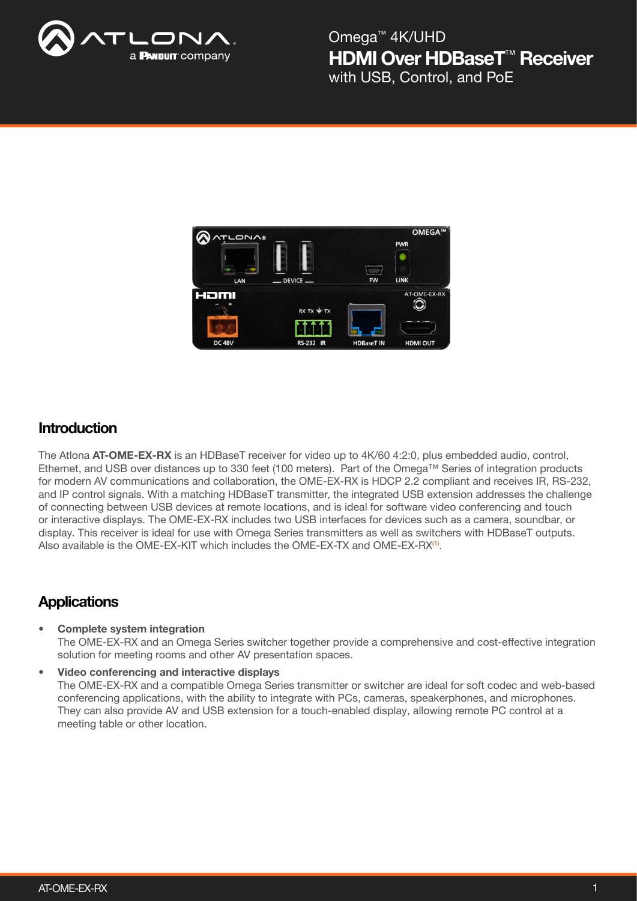Omega™ 4K/UHD

# HDMI Over HDBaseT™ Receiver

with USB, Control, and PoE

## Introduction

The Atlona **AT-OME-EX-RX** is an HDBaseT receiver for video up to 4K/60 4:2:0, plus embedded audio, control, Ethernet, and USB over distances up to 330 feet (100 meters). Part of the Omega™ Series of integration products for modern AV communications and collaboration, the OME-EX-RX is HDCP 2.2 compliant and receives IR, RS-232, and IP control signals. With a matching HDBaseT transmitter, the integrated USB extension addresses the challenge of connecting between USB devices at remote locations, and is ideal for software video conferencing and touch or interactive displays. The OME-EX-RX includes two USB interfaces for devices such as a camera, soundbar, or display. This receiver is ideal for use with Omega Series transmitters as well as switchers with HDBaseT outputs. Also available is the OME-EX-KIT which includes the OME-EX-TX and OME-EX-RX[1].

## Applications

- **Complete system integration**
  The OME-EX-RX and an Omega Series switcher together provide a comprehensive and cost-effective integration solution for meeting rooms and other AV presentation spaces.
- **Video conferencing and interactive displays**
  The OME-EX-RX and a compatible Omega Series transmitter or switcher are ideal for soft codec and web-based conferencing applications, with the ability to integrate with PCs, cameras, speakerphones, and microphones. They can also provide AV and USB extension for a touch-enabled display, allowing remote PC control at a meeting table or other location.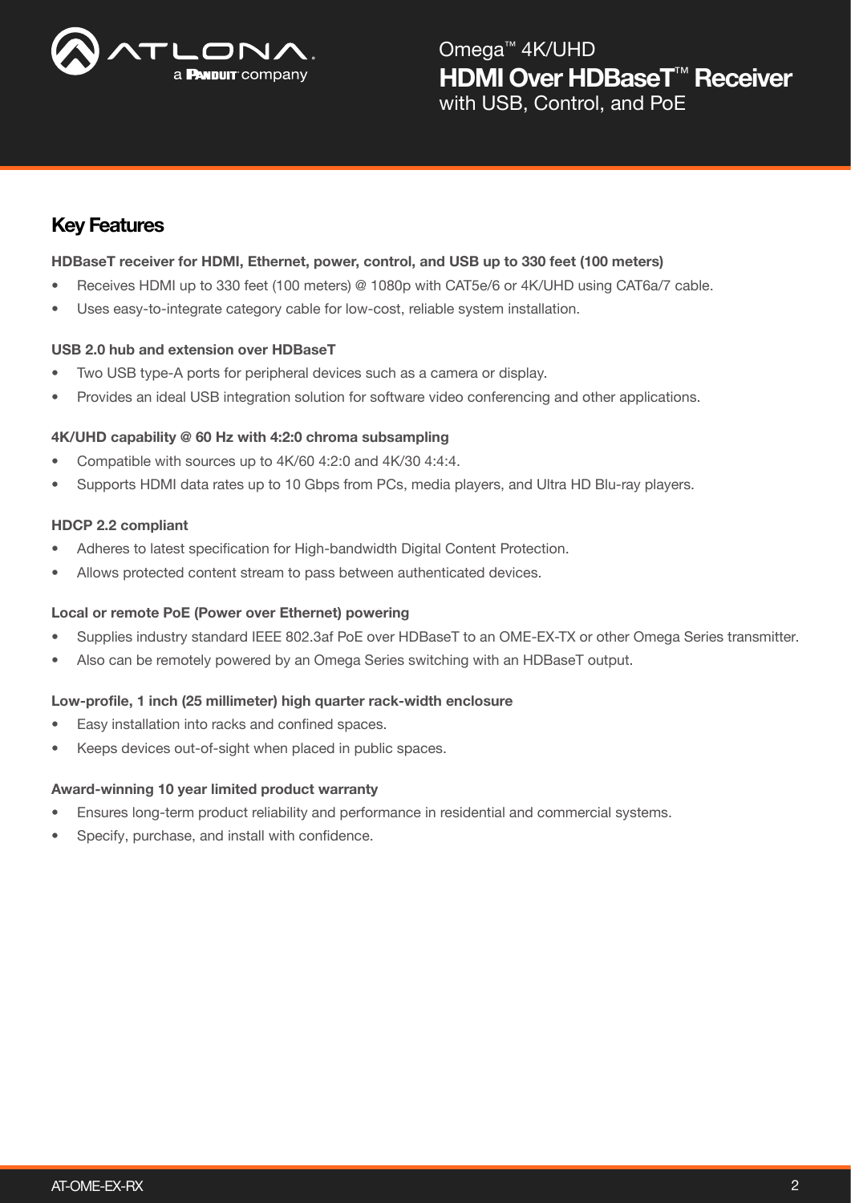## Key Features

**HDBaseT receiver for HDMI, Ethernet, power, control, and USB up to 330 feet (100 meters)**

- Receives HDMI up to 330 feet (100 meters) @ 1080p with CAT5e/6 or 4K/UHD using CAT6a/7 cable.
- Uses easy-to-integrate category cable for low-cost, reliable system installation.

**USB 2.0 hub and extension over HDBaseT**

- Two USB type-A ports for peripheral devices such as a camera or display.
- Provides an ideal USB integration solution for software video conferencing and other applications.

**4K/UHD capability @ 60 Hz with 4:2:0 chroma subsampling**

- Compatible with sources up to 4K/60 4:2:0 and 4K/30 4:4:4.
- Supports HDMI data rates up to 10 Gbps from PCs, media players, and Ultra HD Blu-ray players.

**HDCP 2.2 compliant**

- Adheres to latest specification for High-bandwidth Digital Content Protection.
- Allows protected content stream to pass between authenticated devices.

**Local or remote PoE (Power over Ethernet) powering**

- Supplies industry standard IEEE 802.3af PoE over HDBaseT to an OME-EX-TX or other Omega Series transmitter.
- Also can be remotely powered by an Omega Series switching with an HDBaseT output.

**Low-profile, 1 inch (25 millimeter) high quarter rack-width enclosure**

- Easy installation into racks and confined spaces.
- Keeps devices out-of-sight when placed in public spaces.

**Award-winning 10 year limited product warranty**

- Ensures long-term product reliability and performance in residential and commercial systems.
- Specify, purchase, and install with confidence.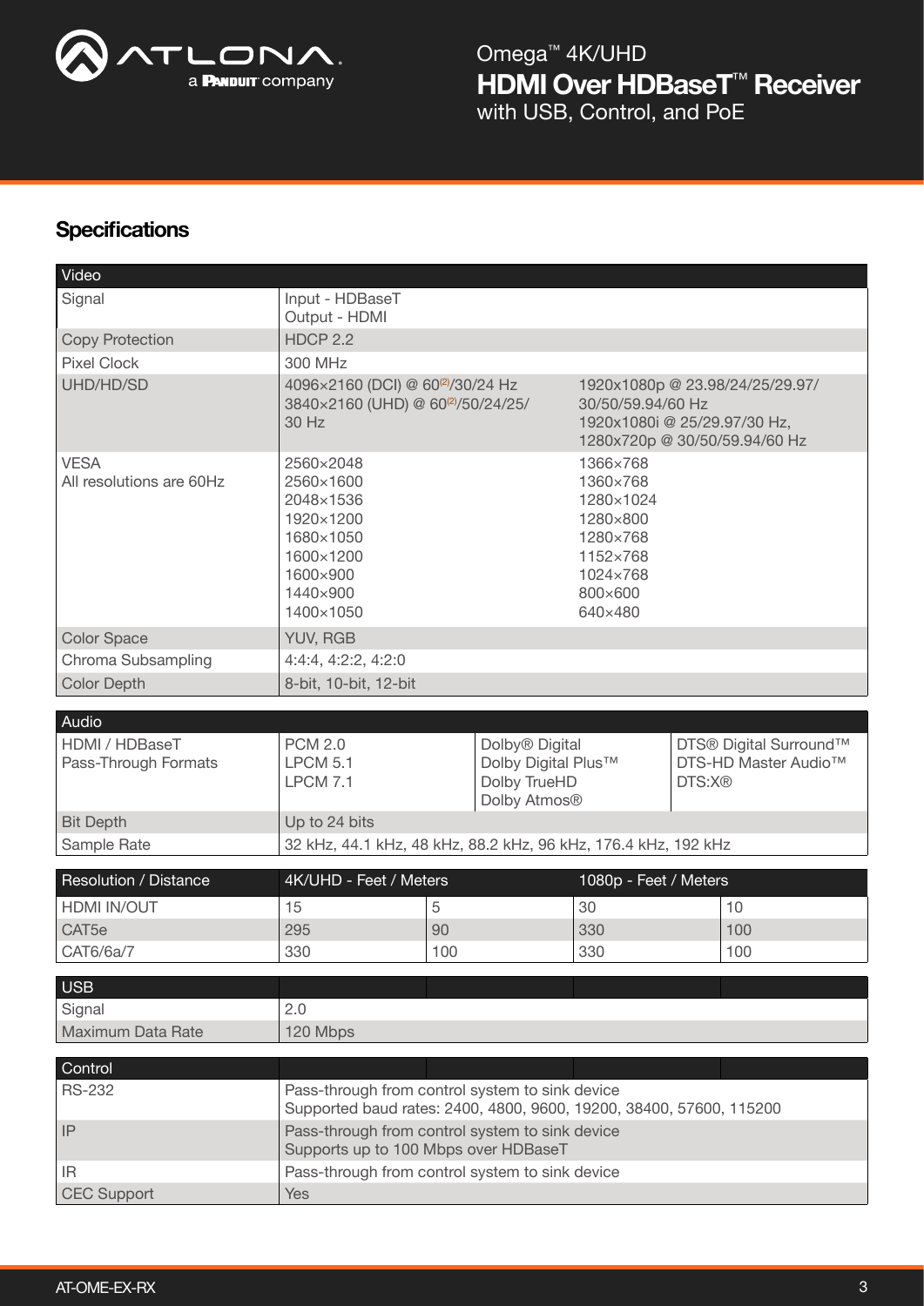## Specifications

| Video | | |
|---|---|---|
| Signal | Input - HDBaseT<br>Output - HDMI | |
| Copy Protection | HDCP 2.2 | |
| Pixel Clock | 300 MHz | |
| UHD/HD/SD | 4096×2160 (DCI) @ 60[2]/30/24 Hz<br>3840×2160 (UHD) @ 60[2]/50/24/25/30 Hz | 1920x1080p @ 23.98/24/25/29.97/30/50/59.94/60 Hz<br>1920x1080i @ 25/29.97/30 Hz,<br>1280x720p @ 30/50/59.94/60 Hz |
| VESA<br>All resolutions are 60Hz | 2560×2048<br>2560×1600<br>2048×1536<br>1920×1200<br>1680×1050<br>1600×1200<br>1600×900<br>1440×900<br>1400×1050 | 1366×768<br>1360×768<br>1280×1024<br>1280×800<br>1280×768<br>1152×768<br>1024×768<br>800×600<br>640×480 |
| Color Space | YUV, RGB | |
| Chroma Subsampling | 4:4:4, 4:2:2, 4:2:0 | |
| Color Depth | 8-bit, 10-bit, 12-bit | |

| Audio | | | |
|---|---|---|---|
| HDMI / HDBaseT Pass-Through Formats | PCM 2.0<br>LPCM 5.1<br>LPCM 7.1 | Dolby® Digital<br>Dolby Digital Plus™<br>Dolby TrueHD<br>Dolby Atmos® | DTS® Digital Surround™<br>DTS-HD Master Audio™<br>DTS:X® |
| Bit Depth | Up to 24 bits | | |
| Sample Rate | 32 kHz, 44.1 kHz, 48 kHz, 88.2 kHz, 96 kHz, 176.4 kHz, 192 kHz | | |

| Resolution / Distance | 4K/UHD - Feet / Meters | | 1080p - Feet / Meters | |
|---|---|---|---|---|
| HDMI IN/OUT | 15 | 5 | 30 | 10 |
| CAT5e | 295 | 90 | 330 | 100 |
| CAT6/6a/7 | 330 | 100 | 330 | 100 |

| USB | |
|---|---|
| Signal | 2.0 |
| Maximum Data Rate | 120 Mbps |

| Control | |
|---|---|
| RS-232 | Pass-through from control system to sink device<br>Supported baud rates: 2400, 4800, 9600, 19200, 38400, 57600, 115200 |
| IP | Pass-through from control system to sink device<br>Supports up to 100 Mbps over HDBaseT |
| IR | Pass-through from control system to sink device |
| CEC Support | Yes |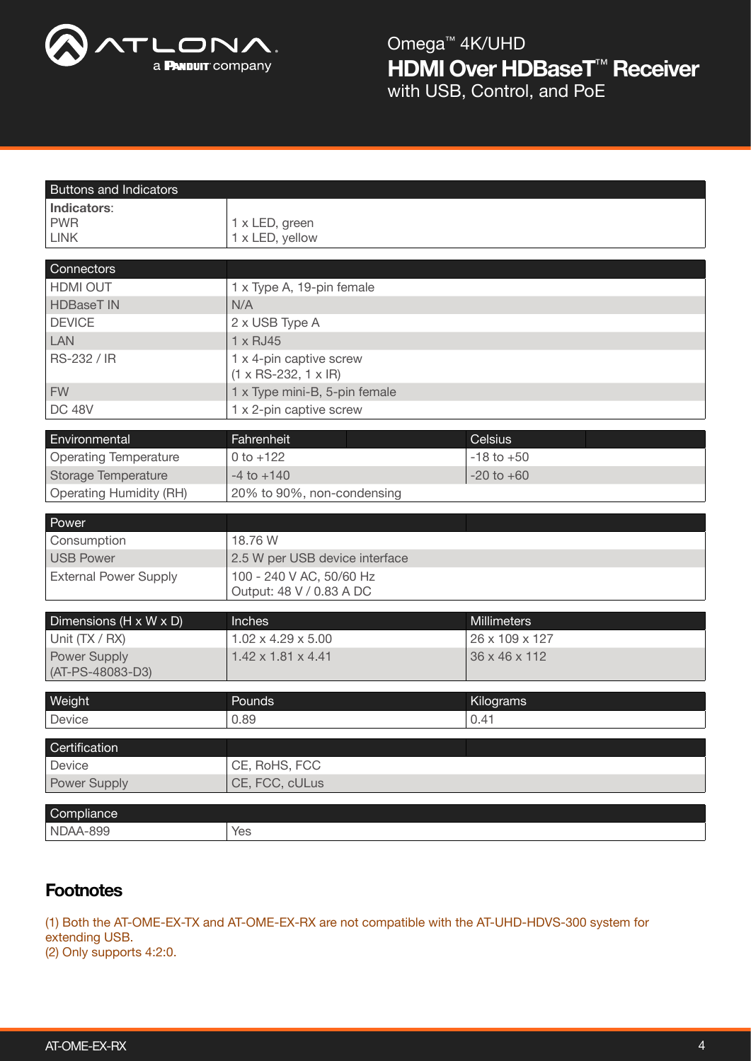| Buttons and Indicators | |
|---|---|
| **Indicators**: | |
| PWR | 1 x LED, green |
| LINK | 1 x LED, yellow |

| Connectors | |
|---|---|
| HDMI OUT | 1 x Type A, 19-pin female |
| HDBaseT IN | N/A |
| DEVICE | 2 x USB Type A |
| LAN | 1 x RJ45 |
| RS-232 / IR | 1 x 4-pin captive screw (1 x RS-232, 1 x IR) |
| FW | 1 x Type mini-B, 5-pin female |
| DC 48V | 1 x 2-pin captive screw |

| Environmental | Fahrenheit | Celsius |
|---|---|---|
| Operating Temperature | 0 to +122 | -18 to +50 |
| Storage Temperature | -4 to +140 | -20 to +60 |
| Operating Humidity (RH) | 20% to 90%, non-condensing | |

| Power | |
|---|---|
| Consumption | 18.76 W |
| USB Power | 2.5 W per USB device interface |
| External Power Supply | 100 - 240 V AC, 50/60 Hz<br>Output: 48 V / 0.83 A DC |

| Dimensions (H x W x D) | Inches | Millimeters |
|---|---|---|
| Unit (TX / RX) | 1.02 x 4.29 x 5.00 | 26 x 109 x 127 |
| Power Supply (AT-PS-48083-D3) | 1.42 x 1.81 x 4.41 | 36 x 46 x 112 |

| Weight | Pounds | Kilograms |
|---|---|---|
| Device | 0.89 | 0.41 |

| Certification | |
|---|---|
| Device | CE, RoHS, FCC |
| Power Supply | CE, FCC, cULus |

| Compliance | |
|---|---|
| NDAA-899 | Yes |

## Footnotes

(1) Both the AT-OME-EX-TX and AT-OME-EX-RX are not compatible with the AT-UHD-HDVS-300 system for extending USB.
(2) Only supports 4:2:0.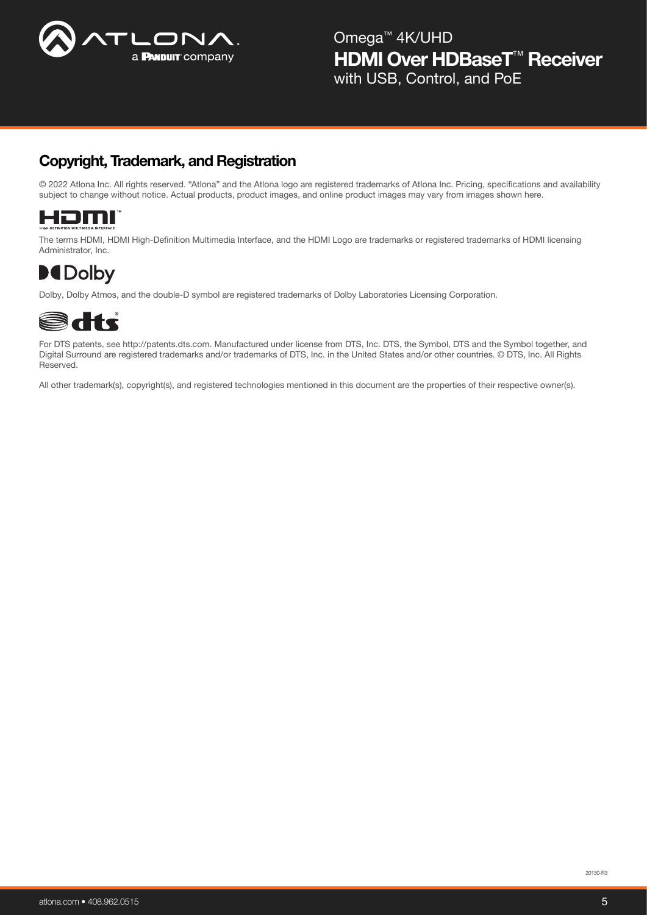## Copyright, Trademark, and Registration

© 2022 Atlona Inc. All rights reserved. "Atlona" and the Atlona logo are registered trademarks of Atlona Inc. Pricing, specifications and availability subject to change without notice. Actual products, product images, and online product images may vary from images shown here.

The terms HDMI, HDMI High-Definition Multimedia Interface, and the HDMI Logo are trademarks or registered trademarks of HDMI licensing Administrator, Inc.

Dolby, Dolby Atmos, and the double-D symbol are registered trademarks of Dolby Laboratories Licensing Corporation.

For DTS patents, see http://patents.dts.com. Manufactured under license from DTS, Inc. DTS, the Symbol, DTS and the Symbol together, and Digital Surround are registered trademarks and/or trademarks of DTS, Inc. in the United States and/or other countries. © DTS, Inc. All Rights Reserved.

All other trademark(s), copyright(s), and registered technologies mentioned in this document are the properties of their respective owner(s).

20130-R3